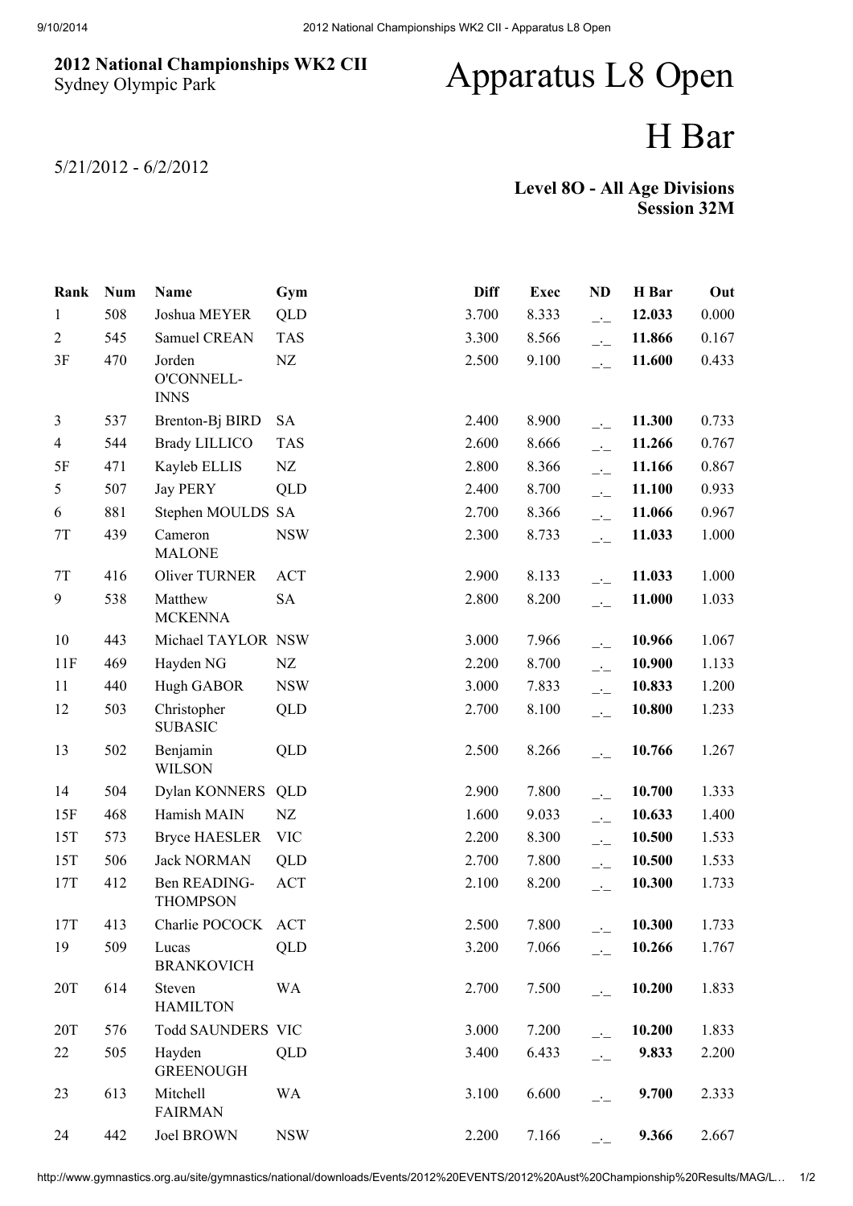# 2012 National Championships WK2 CII

Sydney Olympic Park

5/21/2012 - 6/2/2012

# Apparatus L8 Open

# H Bar

**Level 8O - All Age Divisions**
**Session 32M**

| Rank | Num | Name | Gym | Diff | Exec | ND | H Bar | Out |
|---|---|---|---|---|---|---|---|---|
| 1 | 508 | Joshua MEYER | QLD | 3.700 | 8.333 | _._ | **12.033** | 0.000 |
| 2 | 545 | Samuel CREAN | TAS | 3.300 | 8.566 | _._ | **11.866** | 0.167 |
| 3F | 470 | Jorden O'CONNELL-INNS | NZ | 2.500 | 9.100 | _._ | **11.600** | 0.433 |
| 3 | 537 | Brenton-Bj BIRD | SA | 2.400 | 8.900 | _._ | **11.300** | 0.733 |
| 4 | 544 | Brady LILLICO | TAS | 2.600 | 8.666 | _._ | **11.266** | 0.767 |
| 5F | 471 | Kayleb ELLIS | NZ | 2.800 | 8.366 | _._ | **11.166** | 0.867 |
| 5 | 507 | Jay PERY | QLD | 2.400 | 8.700 | _._ | **11.100** | 0.933 |
| 6 | 881 | Stephen MOULDS | SA | 2.700 | 8.366 | _._ | **11.066** | 0.967 |
| 7T | 439 | Cameron MALONE | NSW | 2.300 | 8.733 | _._ | **11.033** | 1.000 |
| 7T | 416 | Oliver TURNER | ACT | 2.900 | 8.133 | _._ | **11.033** | 1.000 |
| 9 | 538 | Matthew MCKENNA | SA | 2.800 | 8.200 | _._ | **11.000** | 1.033 |
| 10 | 443 | Michael TAYLOR | NSW | 3.000 | 7.966 | _._ | **10.966** | 1.067 |
| 11F | 469 | Hayden NG | NZ | 2.200 | 8.700 | _._ | **10.900** | 1.133 |
| 11 | 440 | Hugh GABOR | NSW | 3.000 | 7.833 | _._ | **10.833** | 1.200 |
| 12 | 503 | Christopher SUBASIC | QLD | 2.700 | 8.100 | _._ | **10.800** | 1.233 |
| 13 | 502 | Benjamin WILSON | QLD | 2.500 | 8.266 | _._ | **10.766** | 1.267 |
| 14 | 504 | Dylan KONNERS | QLD | 2.900 | 7.800 | _._ | **10.700** | 1.333 |
| 15F | 468 | Hamish MAIN | NZ | 1.600 | 9.033 | _._ | **10.633** | 1.400 |
| 15T | 573 | Bryce HAESLER | VIC | 2.200 | 8.300 | _._ | **10.500** | 1.533 |
| 15T | 506 | Jack NORMAN | QLD | 2.700 | 7.800 | _._ | **10.500** | 1.533 |
| 17T | 412 | Ben READING-THOMPSON | ACT | 2.100 | 8.200 | _._ | **10.300** | 1.733 |
| 17T | 413 | Charlie POCOCK | ACT | 2.500 | 7.800 | _._ | **10.300** | 1.733 |
| 19 | 509 | Lucas BRANKOVICH | QLD | 3.200 | 7.066 | _._ | **10.266** | 1.767 |
| 20T | 614 | Steven HAMILTON | WA | 2.700 | 7.500 | _._ | **10.200** | 1.833 |
| 20T | 576 | Todd SAUNDERS | VIC | 3.000 | 7.200 | _._ | **10.200** | 1.833 |
| 22 | 505 | Hayden GREENOUGH | QLD | 3.400 | 6.433 | _._ | **9.833** | 2.200 |
| 23 | 613 | Mitchell FAIRMAN | WA | 3.100 | 6.600 | _._ | **9.700** | 2.333 |
| 24 | 442 | Joel BROWN | NSW | 2.200 | 7.166 | _._ | **9.366** | 2.667 |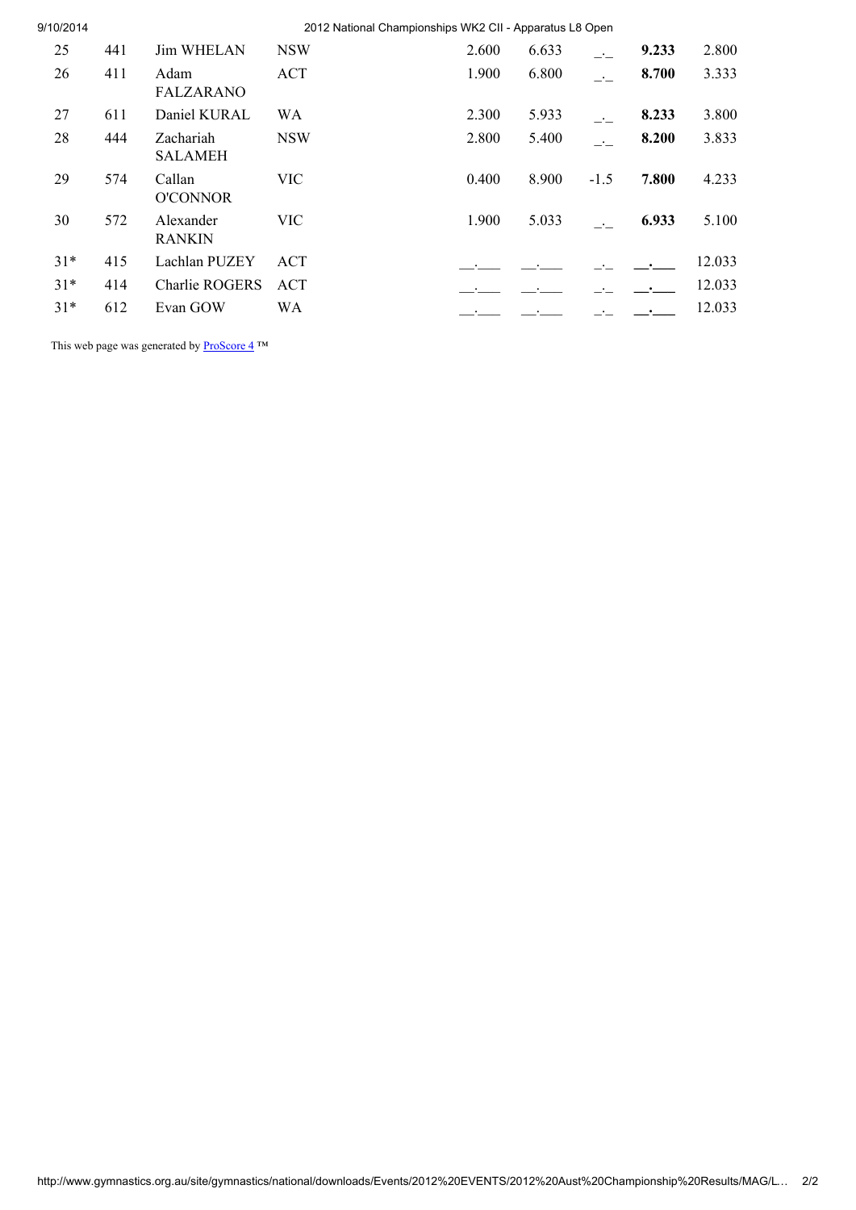| | | | | | | | | |
|---|---|---|---|---|---|---|---|---|
| 25 | 441 | Jim WHELAN | NSW | 2.600 | 6.633 | _._ | **9.233** | 2.800 |
| 26 | 411 | Adam FALZARANO | ACT | 1.900 | 6.800 | _._ | **8.700** | 3.333 |
| 27 | 611 | Daniel KURAL | WA | 2.300 | 5.933 | _._ | **8.233** | 3.800 |
| 28 | 444 | Zachariah SALAMEH | NSW | 2.800 | 5.400 | _._ | **8.200** | 3.833 |
| 29 | 574 | Callan O'CONNOR | VIC | 0.400 | 8.900 | -1.5 | **7.800** | 4.233 |
| 30 | 572 | Alexander RANKIN | VIC | 1.900 | 5.033 | _._ | **6.933** | 5.100 |
| 31* | 415 | Lachlan PUZEY | ACT | __.___ | __.___ | _._ | **__.___** | 12.033 |
| 31* | 414 | Charlie ROGERS | ACT | __.___ | __.___ | _._ | **__.___** | 12.033 |
| 31* | 612 | Evan GOW | WA | __.___ | __.___ | _._ | **__.___** | 12.033 |

This web page was generated by ProScore 4 ™